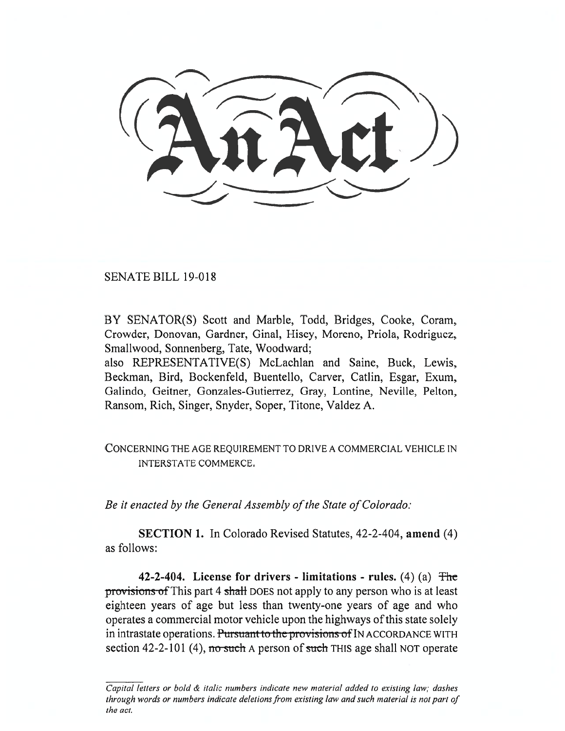# An Act

SENATE BILL 19-018

BY SENATOR(S) Scott and Marble, Todd, Bridges, Cooke, Coram, Crowder, Donovan, Gardner, Ginal, Hisey, Moreno, Priola, Rodriguez, Smallwood, Sonnenberg, Tate, Woodward;
also REPRESENTATIVE(S) McLachlan and Saine, Buck, Lewis, Beckman, Bird, Bockenfeld, Buentello, Carver, Catlin, Esgar, Exum, Galindo, Geitner, Gonzales-Gutierrez, Gray, Lontine, Neville, Pelton, Ransom, Rich, Singer, Snyder, Soper, Titone, Valdez A.

CONCERNING THE AGE REQUIREMENT TO DRIVE A COMMERCIAL VEHICLE IN INTERSTATE COMMERCE.

*Be it enacted by the General Assembly of the State of Colorado:*

**SECTION 1.** In Colorado Revised Statutes, 42-2-404, **amend** (4) as follows:

**42-2-404. License for drivers - limitations - rules.** (4) (a) ~~The provisions of~~ This part 4 ~~shall~~ DOES not apply to any person who is at least eighteen years of age but less than twenty-one years of age and who operates a commercial motor vehicle upon the highways of this state solely in intrastate operations. ~~Pursuant to the provisions of~~ IN ACCORDANCE WITH section 42-2-101 (4), ~~no such~~ A person of ~~such~~ THIS age shall NOT operate

*Capital letters or bold & italic numbers indicate new material added to existing law; dashes through words or numbers indicate deletions from existing law and such material is not part of the act.*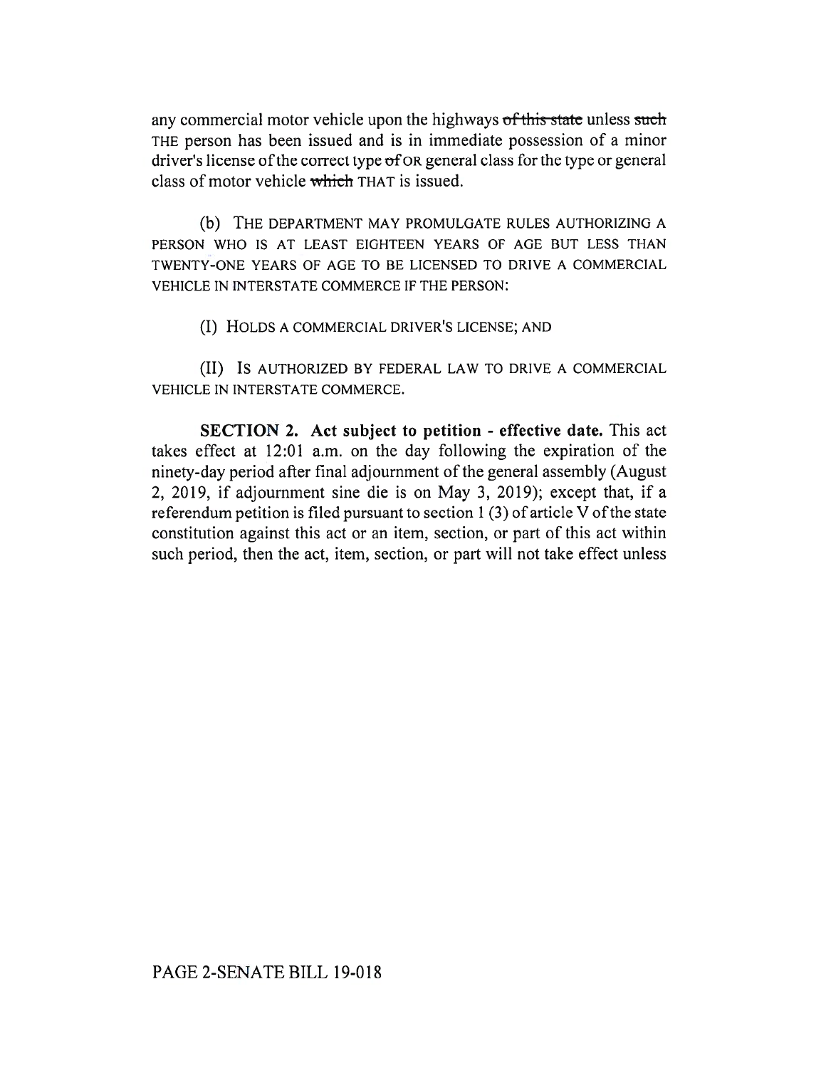any commercial motor vehicle upon the highways ~~of this state~~ unless ~~such~~ THE person has been issued and is in immediate possession of a minor driver's license of the correct type ~~of~~ OR general class for the type or general class of motor vehicle ~~which~~ THAT is issued.

(b) THE DEPARTMENT MAY PROMULGATE RULES AUTHORIZING A PERSON WHO IS AT LEAST EIGHTEEN YEARS OF AGE BUT LESS THAN TWENTY-ONE YEARS OF AGE TO BE LICENSED TO DRIVE A COMMERCIAL VEHICLE IN INTERSTATE COMMERCE IF THE PERSON:

(I) HOLDS A COMMERCIAL DRIVER'S LICENSE; AND

(II) IS AUTHORIZED BY FEDERAL LAW TO DRIVE A COMMERCIAL VEHICLE IN INTERSTATE COMMERCE.

**SECTION 2. Act subject to petition - effective date.** This act takes effect at 12:01 a.m. on the day following the expiration of the ninety-day period after final adjournment of the general assembly (August 2, 2019, if adjournment sine die is on May 3, 2019); except that, if a referendum petition is filed pursuant to section 1 (3) of article V of the state constitution against this act or an item, section, or part of this act within such period, then the act, item, section, or part will not take effect unless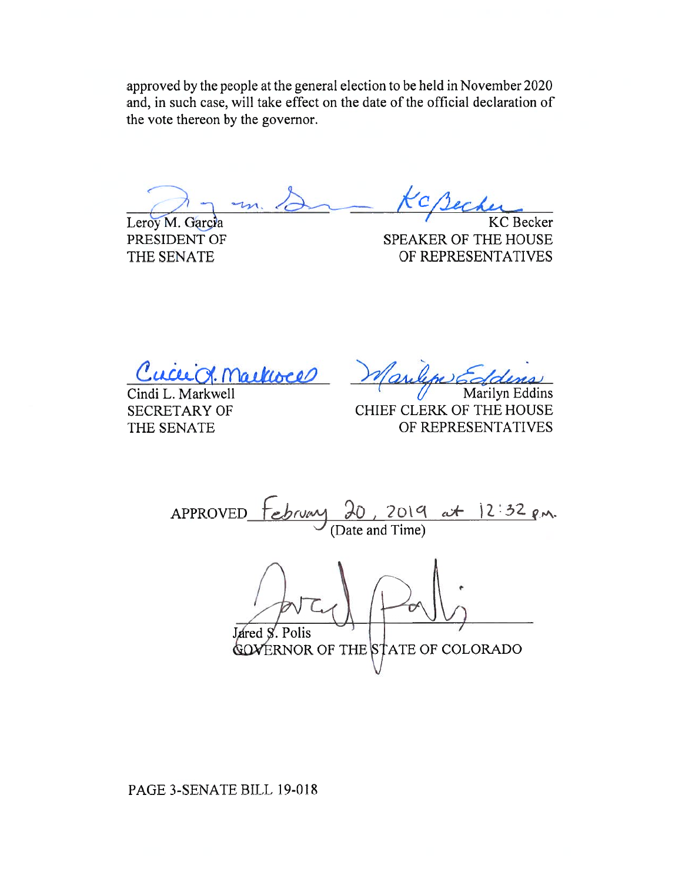approved by the people at the general election to be held in November 2020 and, in such case, will take effect on the date of the official declaration of the vote thereon by the governor.

| | |
|---|---|
| Leroy M. Garcia<br>PRESIDENT OF<br>THE SENATE | KC Becker<br>SPEAKER OF THE HOUSE<br>OF REPRESENTATIVES |
| Cindi L. Markwell<br>SECRETARY OF<br>THE SENATE | Marilyn Eddins<br>CHIEF CLERK OF THE HOUSE<br>OF REPRESENTATIVES |

APPROVED February 20, 2019 at 12:32 p.m.
(Date and Time)

Jared S. Polis
GOVERNOR OF THE STATE OF COLORADO

PAGE 3-SENATE BILL 19-018